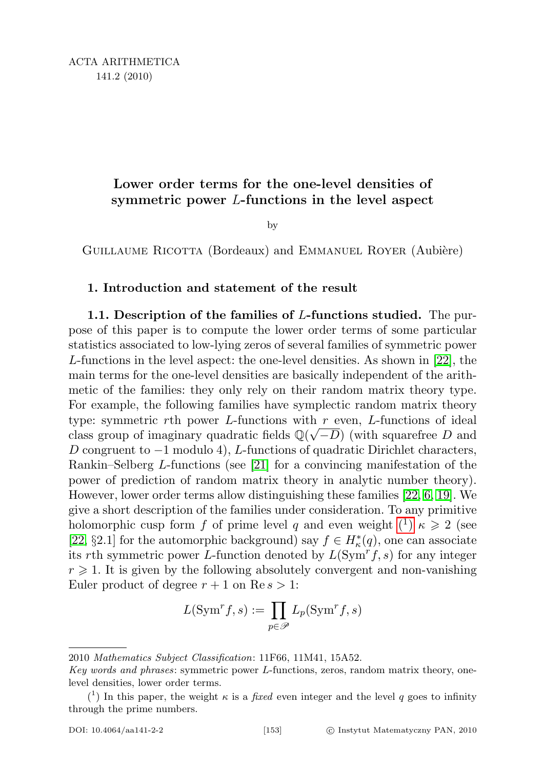ACTA ARITHMETICA
141.2 (2010)

# Lower order terms for the one-level densities of symmetric power $L$-functions in the level aspect

by

Guillaume Ricotta (Bordeaux) and Emmanuel Royer (Aubière)

## 1. Introduction and statement of the result

**1.1. Description of the families of $L$-functions studied.** The purpose of this paper is to compute the lower order terms of some particular statistics associated to low-lying zeros of several families of symmetric power $L$-functions in the level aspect: the one-level densities. As shown in [22], the main terms for the one-level densities are basically independent of the arithmetic of the families: they only rely on their random matrix theory type. For example, the following families have symplectic random matrix theory type: symmetric $r$th power $L$-functions with $r$ even, $L$-functions of ideal class group of imaginary quadratic fields $\mathbb{Q}(\sqrt{-D})$ (with squarefree $D$ and $D$ congruent to $-1$ modulo 4), $L$-functions of quadratic Dirichlet characters, Rankin–Selberg $L$-functions (see [21] for a convincing manifestation of the power of prediction of random matrix theory in analytic number theory). However, lower order terms allow distinguishing these families [22, 6, 19]. We give a short description of the families under consideration. To any primitive holomorphic cusp form $f$ of prime level $q$ and even weight (1) $\kappa \geqslant 2$ (see [22, §2.1] for the automorphic background) say $f \in H_\kappa^*(q)$, one can associate its $r$th symmetric power $L$-function denoted by $L(\mathrm{Sym}^r f, s)$ for any integer $r \geqslant 1$. It is given by the following absolutely convergent and non-vanishing Euler product of degree $r+1$ on $\operatorname{Re} s > 1$:

$$L(\mathrm{Sym}^r f, s) := \prod_{p \in \mathscr{P}} L_p(\mathrm{Sym}^r f, s)$$

2010 *Mathematics Subject Classification*: 11F66, 11M41, 15A52.

*Key words and phrases*: symmetric power $L$-functions, zeros, random matrix theory, one-level densities, lower order terms.

(1) In this paper, the weight $\kappa$ is a *fixed* even integer and the level $q$ goes to infinity through the prime numbers.

DOI: 10.4064/aa141-2-2 © Instytut Matematyczny PAN, 2010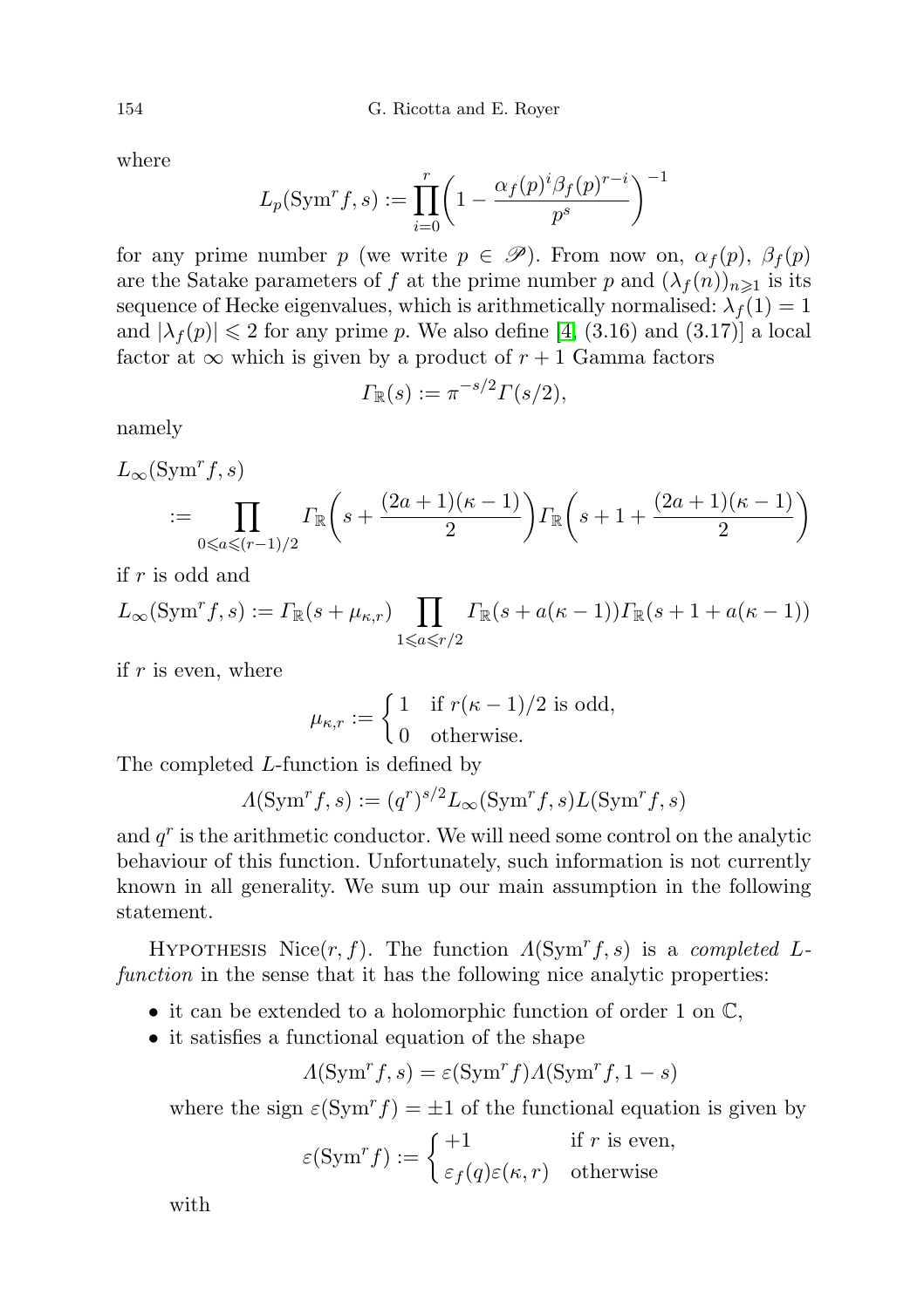where

$$L_p(\mathrm{Sym}^r f, s) := \prod_{i=0}^{r} \left(1 - \frac{\alpha_f(p)^i \beta_f(p)^{r-i}}{p^s}\right)^{-1}$$

for any prime number $p$ (we write $p \in \mathscr{P}$). From now on, $\alpha_f(p)$, $\beta_f(p)$ are the Satake parameters of $f$ at the prime number $p$ and $(\lambda_f(n))_{n\geqslant 1}$ is its sequence of Hecke eigenvalues, which is arithmetically normalised: $\lambda_f(1) = 1$ and $|\lambda_f(p)| \leqslant 2$ for any prime $p$. We also define [4, (3.16) and (3.17)] a local factor at $\infty$ which is given by a product of $r+1$ Gamma factors

$$\Gamma_{\mathbb{R}}(s) := \pi^{-s/2}\Gamma(s/2),$$

namely

$$L_\infty(\mathrm{Sym}^r f, s) := \prod_{0\leqslant a\leqslant (r-1)/2} \Gamma_{\mathbb{R}}\left(s + \frac{(2a+1)(\kappa-1)}{2}\right)\Gamma_{\mathbb{R}}\left(s + 1 + \frac{(2a+1)(\kappa-1)}{2}\right)$$

if $r$ is odd and

$$L_\infty(\mathrm{Sym}^r f, s) := \Gamma_{\mathbb{R}}(s+\mu_{\kappa,r}) \prod_{1\leqslant a\leqslant r/2} \Gamma_{\mathbb{R}}(s + a(\kappa-1))\Gamma_{\mathbb{R}}(s+1+a(\kappa-1))$$

if $r$ is even, where

$$\mu_{\kappa,r} := \begin{cases} 1 & \text{if } r(\kappa-1)/2 \text{ is odd,} \\ 0 & \text{otherwise.} \end{cases}$$

The completed $L$-function is defined by

$$\Lambda(\mathrm{Sym}^r f, s) := (q^r)^{s/2} L_\infty(\mathrm{Sym}^r f, s) L(\mathrm{Sym}^r f, s)$$

and $q^r$ is the arithmetic conductor. We will need some control on the analytic behaviour of this function. Unfortunately, such information is not currently known in all generality. We sum up our main assumption in the following statement.

Hypothesis Nice$(r, f)$. The function $\Lambda(\mathrm{Sym}^r f, s)$ is a *completed $L$-function* in the sense that it has the following nice analytic properties:

- it can be extended to a holomorphic function of order 1 on $\mathbb{C}$,
- it satisfies a functional equation of the shape

  $$\Lambda(\mathrm{Sym}^r f, s) = \varepsilon(\mathrm{Sym}^r f)\Lambda(\mathrm{Sym}^r f, 1-s)$$

  where the sign $\varepsilon(\mathrm{Sym}^r f) = \pm 1$ of the functional equation is given by

  $$\varepsilon(\mathrm{Sym}^r f) := \begin{cases} +1 & \text{if } r \text{ is even,} \\ \varepsilon_f(q)\varepsilon(\kappa, r) & \text{otherwise} \end{cases}$$

  with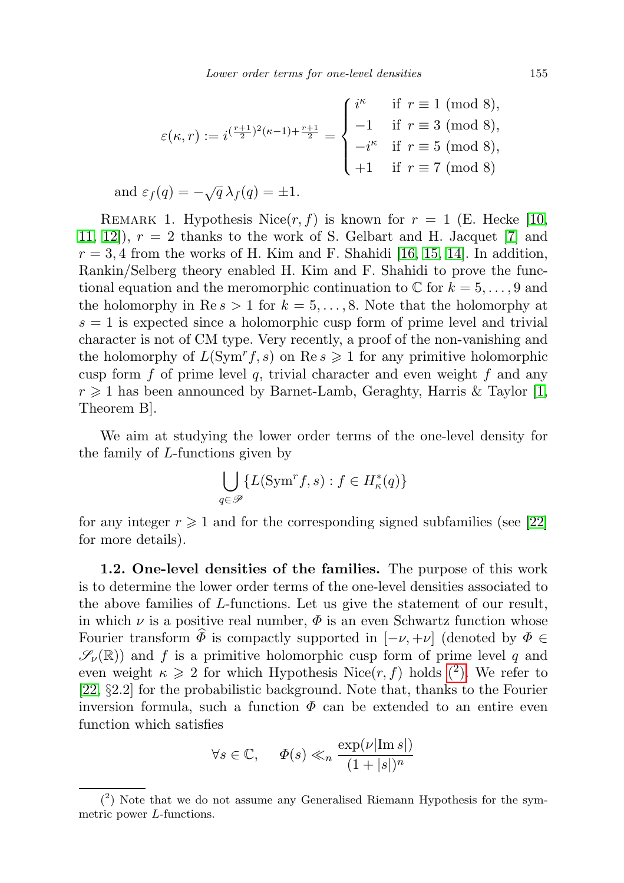$$\varepsilon(\kappa, r) := i^{(\frac{r+1}{2})^2(\kappa-1)+\frac{r+1}{2}} = \begin{cases} i^\kappa & \text{if } r \equiv 1 \pmod 8, \\ -1 & \text{if } r \equiv 3 \pmod 8, \\ -i^\kappa & \text{if } r \equiv 5 \pmod 8, \\ +1 & \text{if } r \equiv 7 \pmod 8) \end{cases}$$

and $\varepsilon_f(q) = -\sqrt{q}\,\lambda_f(q) = \pm 1$.

REMARK 1. Hypothesis $\mathrm{Nice}(r, f)$ is known for $r = 1$ (E. Hecke [10, 11, 12]), $r = 2$ thanks to the work of S. Gelbart and H. Jacquet [7] and $r = 3, 4$ from the works of H. Kim and F. Shahidi [16, 15, 14]. In addition, Rankin/Selberg theory enabled H. Kim and F. Shahidi to prove the functional equation and the meromorphic continuation to $\mathbb{C}$ for $k = 5, \ldots, 9$ and the holomorphy in $\operatorname{Re} s > 1$ for $k = 5, \ldots, 8$. Note that the holomorphy at $s = 1$ is expected since a holomorphic cusp form of prime level and trivial character is not of CM type. Very recently, a proof of the non-vanishing and the holomorphy of $L(\mathrm{Sym}^r f, s)$ on $\operatorname{Re} s \geqslant 1$ for any primitive holomorphic cusp form $f$ of prime level $q$, trivial character and even weight $f$ and any $r \geqslant 1$ has been announced by Barnet-Lamb, Geraghty, Harris & Taylor [1, Theorem B].

We aim at studying the lower order terms of the one-level density for the family of $L$-functions given by

$$\bigcup_{q \in \mathscr{P}} \{L(\mathrm{Sym}^r f, s) : f \in H_\kappa^*(q)\}$$

for any integer $r \geqslant 1$ and for the corresponding signed subfamilies (see [22] for more details).

**1.2. One-level densities of the families.** The purpose of this work is to determine the lower order terms of the one-level densities associated to the above families of $L$-functions. Let us give the statement of our result, in which $\nu$ is a positive real number, $\Phi$ is an even Schwartz function whose Fourier transform $\widehat{\Phi}$ is compactly supported in $[-\nu, +\nu]$ (denoted by $\Phi \in \mathscr{S}_\nu(\mathbb{R})$) and $f$ is a primitive holomorphic cusp form of prime level $q$ and even weight $\kappa \geqslant 2$ for which Hypothesis $\mathrm{Nice}(r, f)$ holds (2). We refer to [22, §2.2] for the probabilistic background. Note that, thanks to the Fourier inversion formula, such a function $\Phi$ can be extended to an entire even function which satisfies

$$\forall s \in \mathbb{C}, \quad \Phi(s) \ll_n \frac{\exp(\nu|\operatorname{Im} s|)}{(1 + |s|)^n}$$

(2) Note that we do not assume any Generalised Riemann Hypothesis for the symmetric power $L$-functions.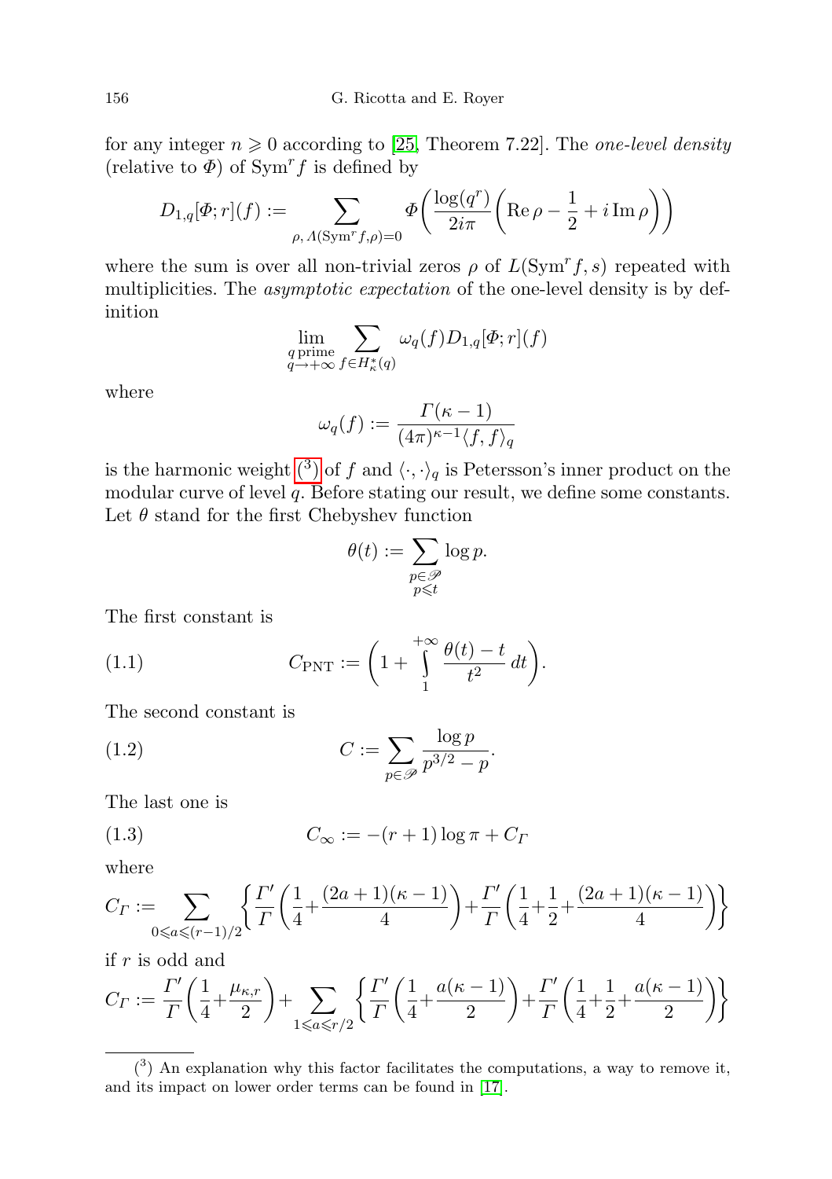for any integer $n \geqslant 0$ according to [25, Theorem 7.22]. The *one-level density* (relative to $\Phi$) of $\operatorname{Sym}^r f$ is defined by

$$D_{1,q}[\Phi; r](f) := \sum_{\rho,\, \Lambda(\operatorname{Sym}^r f, \rho)=0} \Phi\left(\frac{\log(q^r)}{2i\pi}\left(\operatorname{Re}\rho - \frac{1}{2} + i\operatorname{Im}\rho\right)\right)$$

where the sum is over all non-trivial zeros $\rho$ of $L(\operatorname{Sym}^r f, s)$ repeated with multiplicities. The *asymptotic expectation* of the one-level density is by definition

$$\lim_{\substack{q \text{ prime} \\ q \to +\infty}} \sum_{f \in H_\kappa^*(q)} \omega_q(f) D_{1,q}[\Phi; r](f)$$

where

$$\omega_q(f) := \frac{\Gamma(\kappa - 1)}{(4\pi)^{\kappa-1}\langle f, f\rangle_q}$$

is the harmonic weight (3) of $f$ and $\langle \cdot, \cdot \rangle_q$ is Petersson's inner product on the modular curve of level $q$. Before stating our result, we define some constants. Let $\theta$ stand for the first Chebyshev function

$$\theta(t) := \sum_{\substack{p \in \mathscr{P} \\ p \leqslant t}} \log p.$$

The first constant is

$$C_{\mathrm{PNT}} := \left(1 + \int_1^{+\infty} \frac{\theta(t) - t}{t^2}\, dt\right). \tag{1.1}$$

The second constant is

$$C := \sum_{p \in \mathscr{P}} \frac{\log p}{p^{3/2} - p}. \tag{1.2}$$

The last one is

$$C_\infty := -(r+1)\log \pi + C_\Gamma \tag{1.3}$$

where

$$C_\Gamma := \sum_{0 \leqslant a \leqslant (r-1)/2} \left\{ \frac{\Gamma'}{\Gamma}\left(\frac{1}{4} + \frac{(2a+1)(\kappa-1)}{4}\right) + \frac{\Gamma'}{\Gamma}\left(\frac{1}{4} + \frac{1}{2} + \frac{(2a+1)(\kappa-1)}{4}\right) \right\}$$

if $r$ is odd and

$$C_\Gamma := \frac{\Gamma'}{\Gamma}\left(\frac{1}{4} + \frac{\mu_{\kappa,r}}{2}\right) + \sum_{1 \leqslant a \leqslant r/2} \left\{ \frac{\Gamma'}{\Gamma}\left(\frac{1}{4} + \frac{a(\kappa-1)}{2}\right) + \frac{\Gamma'}{\Gamma}\left(\frac{1}{4} + \frac{1}{2} + \frac{a(\kappa-1)}{2}\right) \right\}$$

---

(3) An explanation why this factor facilitates the computations, a way to remove it, and its impact on lower order terms can be found in [17].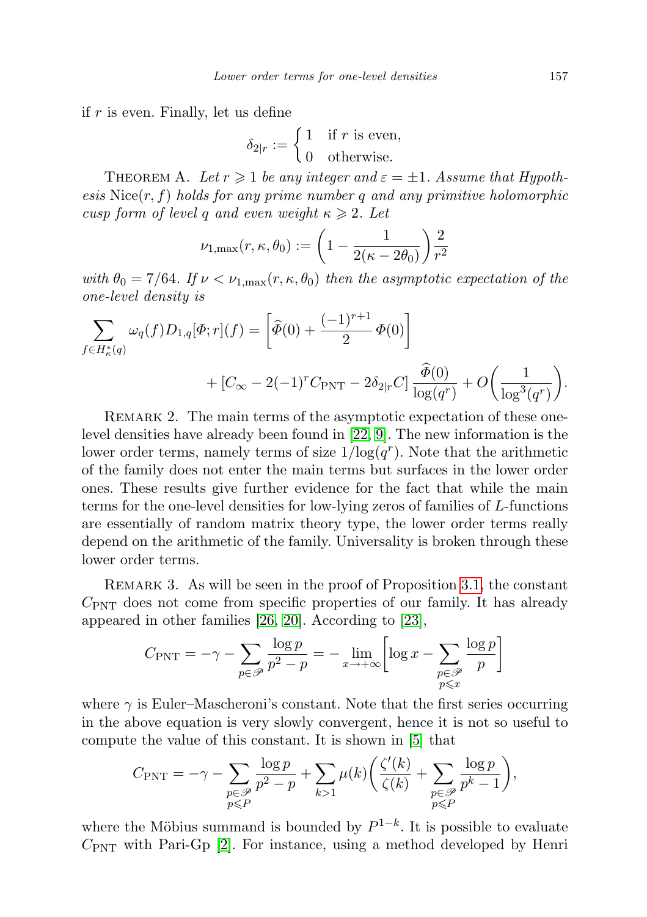if $r$ is even. Finally, let us define

$$\delta_{2|r} := \begin{cases} 1 & \text{if } r \text{ is even,} \\ 0 & \text{otherwise.} \end{cases}$$

Theorem A. *Let $r \geqslant 1$ be any integer and $\varepsilon = \pm 1$. Assume that Hypothesis* $\mathrm{Nice}(r, f)$ *holds for any prime number $q$ and any primitive holomorphic cusp form of level $q$ and even weight $\kappa \geqslant 2$. Let*

$$\nu_{1,\max}(r, \kappa, \theta_0) := \left(1 - \frac{1}{2(\kappa - 2\theta_0)}\right)\frac{2}{r^2}$$

*with $\theta_0 = 7/64$. If $\nu < \nu_{1,\max}(r, \kappa, \theta_0)$ then the asymptotic expectation of the one-level density is*

$$\sum_{f \in H_\kappa^*(q)} \omega_q(f) D_{1,q}[\Phi; r](f) = \left[\widehat{\Phi}(0) + \frac{(-1)^{r+1}}{2}\,\Phi(0)\right] + \left[C_\infty - 2(-1)^r C_{\mathrm{PNT}} - 2\delta_{2|r} C\right]\frac{\widehat{\Phi}(0)}{\log(q^r)} + O\left(\frac{1}{\log^3(q^r)}\right).$$

Remark 2. The main terms of the asymptotic expectation of these one-level densities have already been found in [22, 9]. The new information is the lower order terms, namely terms of size $1/\log(q^r)$. Note that the arithmetic of the family does not enter the main terms but surfaces in the lower order ones. These results give further evidence for the fact that while the main terms for the one-level densities for low-lying zeros of families of $L$-functions are essentially of random matrix theory type, the lower order terms really depend on the arithmetic of the family. Universality is broken through these lower order terms.

Remark 3. As will be seen in the proof of Proposition 3.1, the constant $C_{\mathrm{PNT}}$ does not come from specific properties of our family. It has already appeared in other families [26, 20]. According to [23],

$$C_{\mathrm{PNT}} = -\gamma - \sum_{p \in \mathscr{P}} \frac{\log p}{p^2 - p} = -\lim_{x \to +\infty}\left[\log x - \sum_{\substack{p \in \mathscr{P} \\ p \leqslant x}} \frac{\log p}{p}\right]$$

where $\gamma$ is Euler–Mascheroni's constant. Note that the first series occurring in the above equation is very slowly convergent, hence it is not so useful to compute the value of this constant. It is shown in [5] that

$$C_{\mathrm{PNT}} = -\gamma - \sum_{\substack{p \in \mathscr{P} \\ p \leqslant P}} \frac{\log p}{p^2 - p} + \sum_{k > 1} \mu(k)\left(\frac{\zeta'(k)}{\zeta(k)} + \sum_{\substack{p \in \mathscr{P} \\ p \leqslant P}} \frac{\log p}{p^k - 1}\right),$$

where the Möbius summand is bounded by $P^{1-k}$. It is possible to evaluate $C_{\mathrm{PNT}}$ with Pari-Gp [2]. For instance, using a method developed by Henri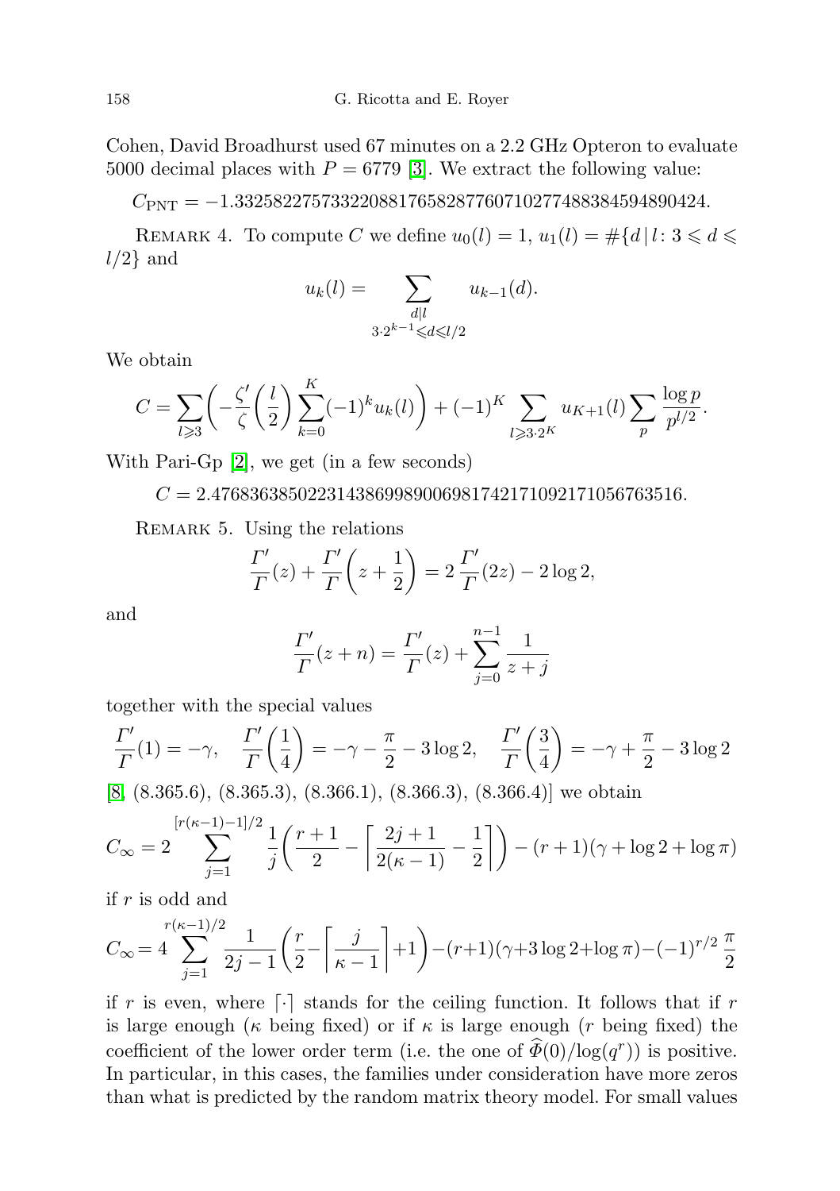Cohen, David Broadhurst used 67 minutes on a 2.2 GHz Opteron to evaluate 5000 decimal places with $P = 6779$ [3]. We extract the following value:

$$C_{\mathrm{PNT}} = -1.3325822757332208817658287760710277488384594890424.$$

REMARK 4. To compute $C$ we define $u_0(l) = 1$, $u_1(l) = \#\{d \mid l \colon 3 \leqslant d \leqslant l/2\}$ and

$$u_k(l) = \sum_{\substack{d \mid l \\ 3\cdot 2^{k-1} \leqslant d \leqslant l/2}} u_{k-1}(d).$$

We obtain

$$C = \sum_{l \geqslant 3} \left( -\frac{\zeta'}{\zeta}\left(\frac{l}{2}\right) \sum_{k=0}^{K} (-1)^k u_k(l) \right) + (-1)^K \sum_{l \geqslant 3\cdot 2^K} u_{K+1}(l) \sum_p \frac{\log p}{p^{l/2}}.$$

With Pari-Gp [2], we get (in a few seconds)

$$C = 2.4768363850223143869989006981742171092171056763516.$$

REMARK 5. Using the relations

$$\frac{\Gamma'}{\Gamma}(z) + \frac{\Gamma'}{\Gamma}\left(z + \frac{1}{2}\right) = 2\,\frac{\Gamma'}{\Gamma}(2z) - 2\log 2,$$

and

$$\frac{\Gamma'}{\Gamma}(z+n) = \frac{\Gamma'}{\Gamma}(z) + \sum_{j=0}^{n-1} \frac{1}{z+j}$$

together with the special values

$$\frac{\Gamma'}{\Gamma}(1) = -\gamma, \quad \frac{\Gamma'}{\Gamma}\left(\frac{1}{4}\right) = -\gamma - \frac{\pi}{2} - 3\log 2, \quad \frac{\Gamma'}{\Gamma}\left(\frac{3}{4}\right) = -\gamma + \frac{\pi}{2} - 3\log 2$$

[8, (8.365.6), (8.365.3), (8.366.1), (8.366.3), (8.366.4)] we obtain

$$C_\infty = 2 \sum_{j=1}^{[r(\kappa-1)-1]/2} \frac{1}{j}\left( \frac{r+1}{2} - \left\lceil \frac{2j+1}{2(\kappa-1)} - \frac{1}{2} \right\rceil \right) - (r+1)(\gamma + \log 2 + \log \pi)$$

if $r$ is odd and

$$C_\infty = 4 \sum_{j=1}^{r(\kappa-1)/2} \frac{1}{2j-1}\left( \frac{r}{2} - \left\lceil \frac{j}{\kappa-1} \right\rceil + 1 \right) - (r+1)(\gamma + 3\log 2 + \log \pi) - (-1)^{r/2}\,\frac{\pi}{2}$$

if $r$ is even, where $\lceil \cdot \rceil$ stands for the ceiling function. It follows that if $r$ is large enough ($\kappa$ being fixed) or if $\kappa$ is large enough ($r$ being fixed) the coefficient of the lower order term (i.e. the one of $\widehat{\Phi}(0)/\log(q^r)$) is positive. In particular, in this cases, the families under consideration have more zeros than what is predicted by the random matrix theory model. For small values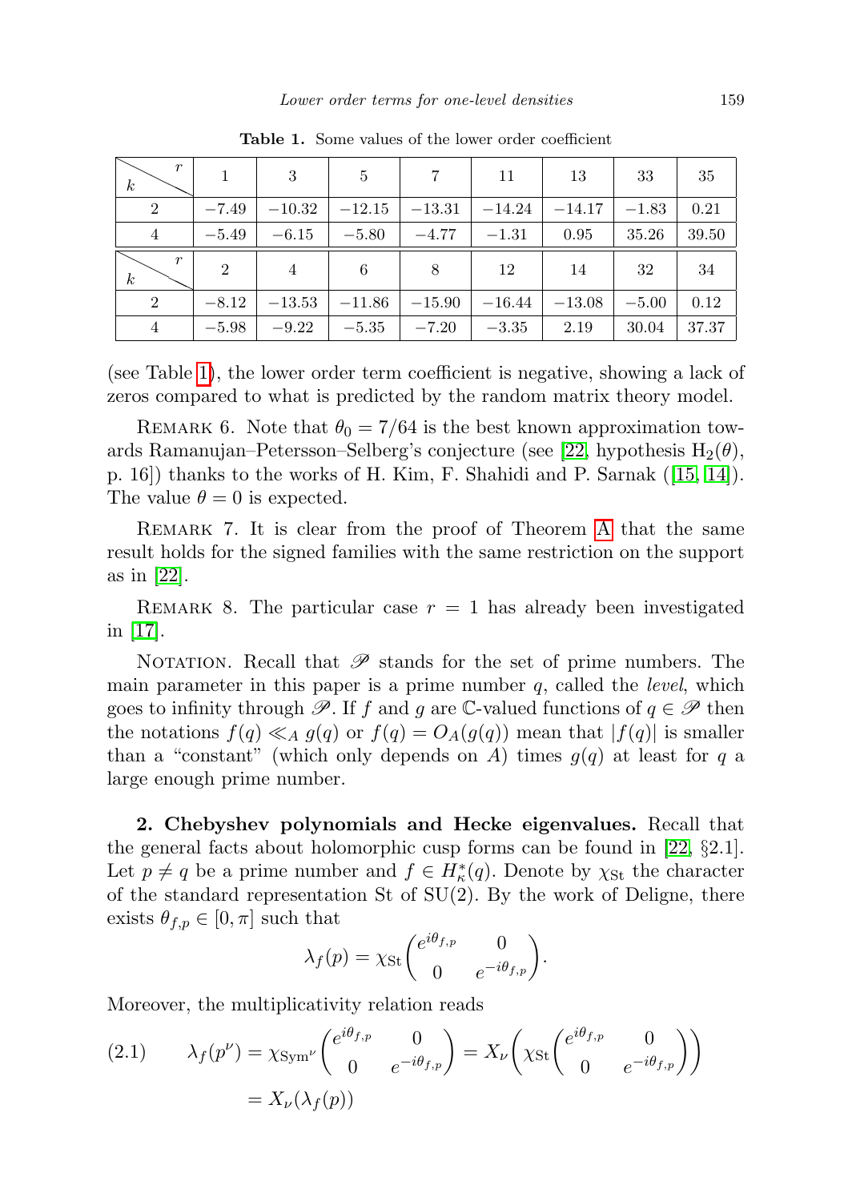**Table 1.** Some values of the lower order coefficient

| $k$ \ $r$ | 1 | 3 | 5 | 7 | 11 | 13 | 33 | 35 |
|---|---|---|---|---|---|---|---|---|
| 2 | $-7.49$ | $-10.32$ | $-12.15$ | $-13.31$ | $-14.24$ | $-14.17$ | $-1.83$ | 0.21 |
| 4 | $-5.49$ | $-6.15$ | $-5.80$ | $-4.77$ | $-1.31$ | 0.95 | 35.26 | 39.50 |
| $k$ \ $r$ | 2 | 4 | 6 | 8 | 12 | 14 | 32 | 34 |
| 2 | $-8.12$ | $-13.53$ | $-11.86$ | $-15.90$ | $-16.44$ | $-13.08$ | $-5.00$ | 0.12 |
| 4 | $-5.98$ | $-9.22$ | $-5.35$ | $-7.20$ | $-3.35$ | 2.19 | 30.04 | 37.37 |

(see Table 1), the lower order term coefficient is negative, showing a lack of zeros compared to what is predicted by the random matrix theory model.

REMARK 6. Note that $\theta_0 = 7/64$ is the best known approximation towards Ramanujan–Petersson–Selberg's conjecture (see [22, hypothesis $\mathrm{H}_2(\theta)$, p. 16]) thanks to the works of H. Kim, F. Shahidi and P. Sarnak ([15, 14]). The value $\theta = 0$ is expected.

REMARK 7. It is clear from the proof of Theorem A that the same result holds for the signed families with the same restriction on the support as in [22].

REMARK 8. The particular case $r = 1$ has already been investigated in [17].

NOTATION. Recall that $\mathscr{P}$ stands for the set of prime numbers. The main parameter in this paper is a prime number $q$, called the *level*, which goes to infinity through $\mathscr{P}$. If $f$ and $g$ are $\mathbb{C}$-valued functions of $q \in \mathscr{P}$ then the notations $f(q) \ll_A g(q)$ or $f(q) = O_A(g(q))$ mean that $|f(q)|$ is smaller than a "constant" (which only depends on $A$) times $g(q)$ at least for $q$ a large enough prime number.

**2. Chebyshev polynomials and Hecke eigenvalues.** Recall that the general facts about holomorphic cusp forms can be found in [22, §2.1]. Let $p \neq q$ be a prime number and $f \in H_\kappa^*(q)$. Denote by $\chi_{\mathrm{St}}$ the character of the standard representation St of SU(2). By the work of Deligne, there exists $\theta_{f,p} \in [0, \pi]$ such that

$$\lambda_f(p) = \chi_{\mathrm{St}}\begin{pmatrix} e^{i\theta_{f,p}} & 0 \\ 0 & e^{-i\theta_{f,p}} \end{pmatrix}.$$

Moreover, the multiplicativity relation reads

$$\lambda_f(p^\nu) = \chi_{\mathrm{Sym}^\nu}\begin{pmatrix} e^{i\theta_{f,p}} & 0 \\ 0 & e^{-i\theta_{f,p}} \end{pmatrix} = X_\nu\left(\chi_{\mathrm{St}}\begin{pmatrix} e^{i\theta_{f,p}} & 0 \\ 0 & e^{-i\theta_{f,p}} \end{pmatrix}\right) = X_\nu(\lambda_f(p)) \tag{2.1}$$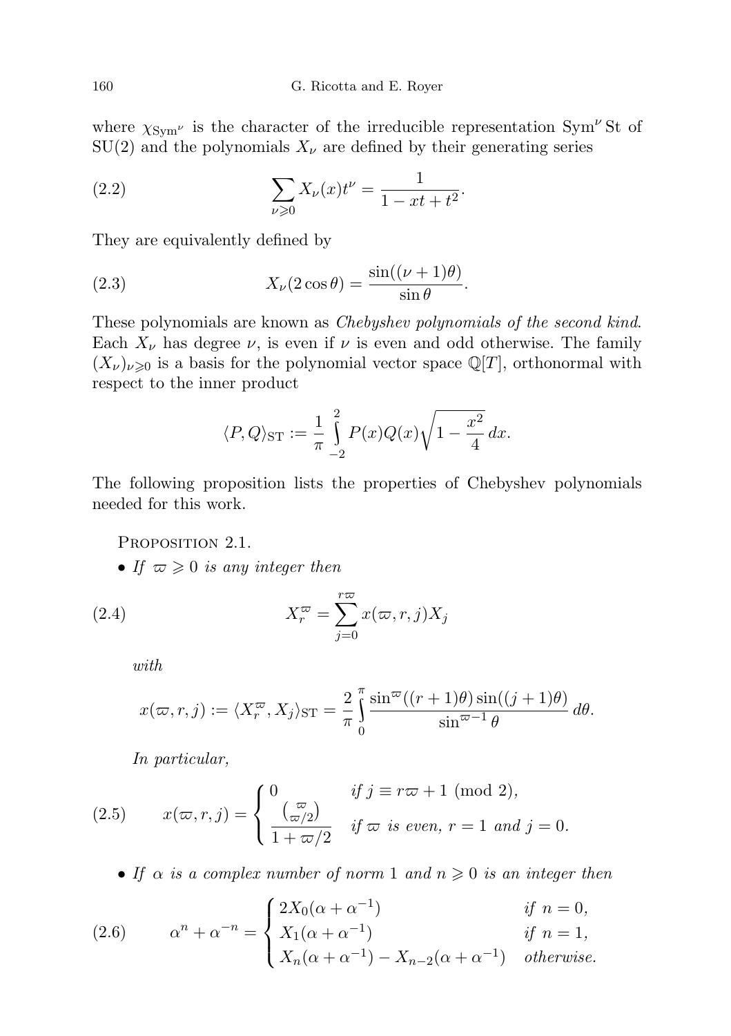where $\chi_{\mathrm{Sym}^\nu}$ is the character of the irreducible representation $\mathrm{Sym}^\nu \mathrm{St}$ of $\mathrm{SU}(2)$ and the polynomials $X_\nu$ are defined by their generating series

$$\sum_{\nu \geqslant 0} X_\nu(x) t^\nu = \frac{1}{1 - xt + t^2}. \tag{2.2}$$

They are equivalently defined by

$$X_\nu(2\cos\theta) = \frac{\sin((\nu+1)\theta)}{\sin\theta}. \tag{2.3}$$

These polynomials are known as *Chebyshev polynomials of the second kind*. Each $X_\nu$ has degree $\nu$, is even if $\nu$ is even and odd otherwise. The family $(X_\nu)_{\nu \geqslant 0}$ is a basis for the polynomial vector space $\mathbb{Q}[T]$, orthonormal with respect to the inner product

$$\langle P, Q \rangle_{\mathrm{ST}} := \frac{1}{\pi} \int_{-2}^{2} P(x) Q(x) \sqrt{1 - \frac{x^2}{4}}\, dx.$$

The following proposition lists the properties of Chebyshev polynomials needed for this work.

Proposition 2.1.

- *If $\varpi \geqslant 0$ is any integer then*

$$X_r^\varpi = \sum_{j=0}^{r\varpi} x(\varpi, r, j) X_j \tag{2.4}$$

*with*

$$x(\varpi, r, j) := \langle X_r^\varpi, X_j \rangle_{\mathrm{ST}} = \frac{2}{\pi} \int_0^\pi \frac{\sin^\varpi((r+1)\theta)\sin((j+1)\theta)}{\sin^{\varpi-1}\theta}\, d\theta.$$

*In particular,*

$$x(\varpi, r, j) = \begin{cases} 0 & \text{if } j \equiv r\varpi + 1 \pmod 2, \\ \dfrac{\binom{\varpi}{\varpi/2}}{1 + \varpi/2} & \text{if } \varpi \text{ is even, } r = 1 \text{ and } j = 0. \end{cases} \tag{2.5}$$

- *If $\alpha$ is a complex number of norm $1$ and $n \geqslant 0$ is an integer then*

$$\alpha^n + \alpha^{-n} = \begin{cases} 2X_0(\alpha + \alpha^{-1}) & \text{if } n = 0, \\ X_1(\alpha + \alpha^{-1}) & \text{if } n = 1, \\ X_n(\alpha + \alpha^{-1}) - X_{n-2}(\alpha + \alpha^{-1}) & \text{otherwise.} \end{cases} \tag{2.6}$$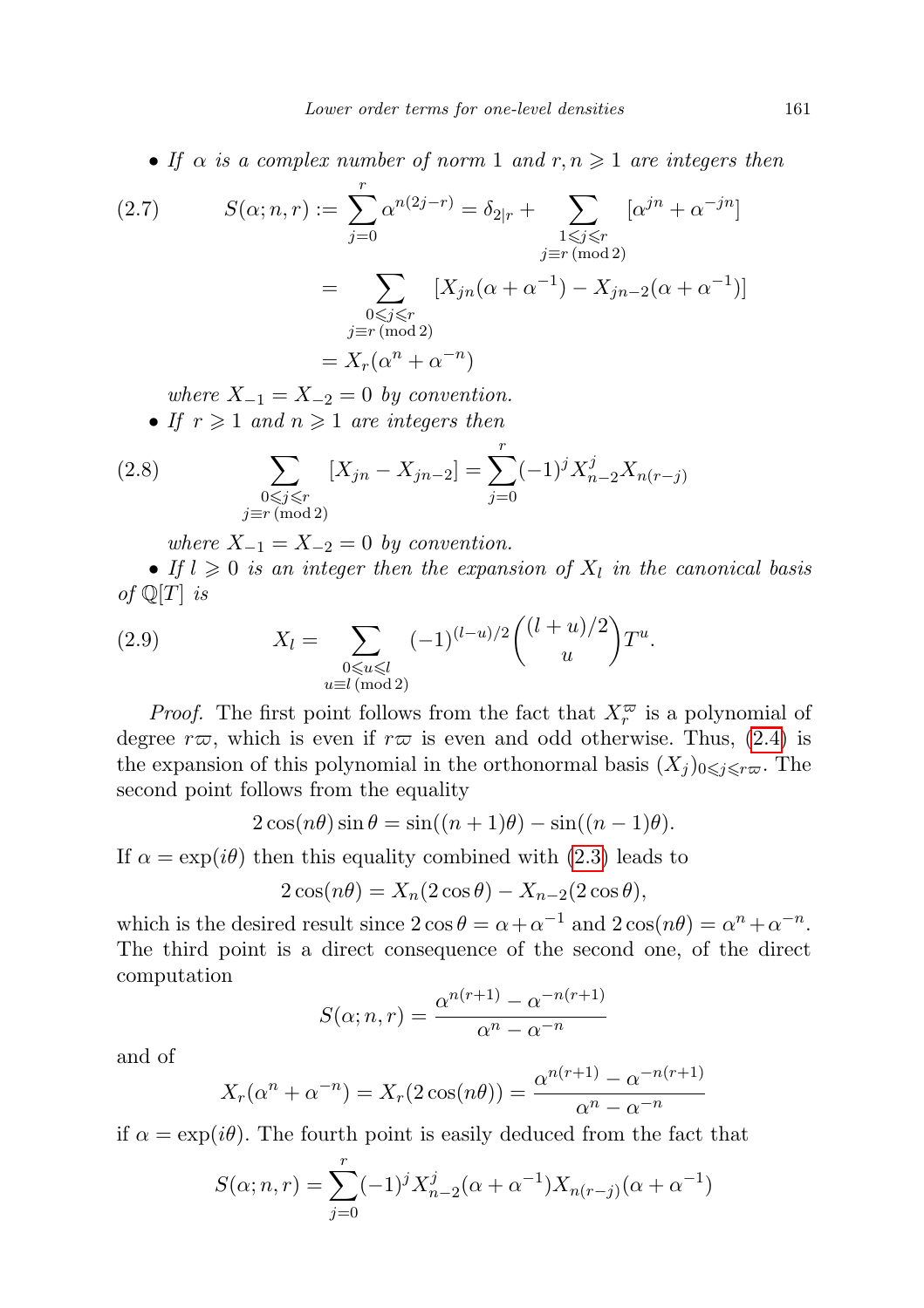- *If $\alpha$ is a complex number of norm 1 and $r, n \geqslant 1$ are integers then*

$$(2.7)\qquad S(\alpha; n, r) := \sum_{j=0}^{r} \alpha^{n(2j-r)} = \delta_{2|r} + \sum_{\substack{1 \leqslant j \leqslant r \\ j \equiv r \,(\mathrm{mod}\, 2)}} [\alpha^{jn} + \alpha^{-jn}]$$

$$= \sum_{\substack{0 \leqslant j \leqslant r \\ j \equiv r \,(\mathrm{mod}\, 2)}} [X_{jn}(\alpha + \alpha^{-1}) - X_{jn-2}(\alpha + \alpha^{-1})]$$

$$= X_r(\alpha^n + \alpha^{-n})$$

*where $X_{-1} = X_{-2} = 0$ by convention.*

- *If $r \geqslant 1$ and $n \geqslant 1$ are integers then*

$$(2.8)\qquad \sum_{\substack{0 \leqslant j \leqslant r \\ j \equiv r \,(\mathrm{mod}\, 2)}} [X_{jn} - X_{jn-2}] = \sum_{j=0}^{r} (-1)^j X_{n-2}^j X_{n(r-j)}$$

*where $X_{-1} = X_{-2} = 0$ by convention.*

- *If $l \geqslant 0$ is an integer then the expansion of $X_l$ in the canonical basis of $\mathbb{Q}[T]$ is*

$$(2.9)\qquad X_l = \sum_{\substack{0 \leqslant u \leqslant l \\ u \equiv l \,(\mathrm{mod}\, 2)}} (-1)^{(l-u)/2} \binom{(l+u)/2}{u} T^u.$$

*Proof.* The first point follows from the fact that $X_r^{\varpi}$ is a polynomial of degree $r\varpi$, which is even if $r\varpi$ is even and odd otherwise. Thus, (2.4) is the expansion of this polynomial in the orthonormal basis $(X_j)_{0 \leqslant j \leqslant r\varpi}$. The second point follows from the equality

$$2\cos(n\theta)\sin\theta = \sin((n+1)\theta) - \sin((n-1)\theta).$$

If $\alpha = \exp(i\theta)$ then this equality combined with (2.3) leads to

$$2\cos(n\theta) = X_n(2\cos\theta) - X_{n-2}(2\cos\theta),$$

which is the desired result since $2\cos\theta = \alpha + \alpha^{-1}$ and $2\cos(n\theta) = \alpha^n + \alpha^{-n}$. The third point is a direct consequence of the second one, of the direct computation

$$S(\alpha; n, r) = \frac{\alpha^{n(r+1)} - \alpha^{-n(r+1)}}{\alpha^n - \alpha^{-n}}$$

and of

$$X_r(\alpha^n + \alpha^{-n}) = X_r(2\cos(n\theta)) = \frac{\alpha^{n(r+1)} - \alpha^{-n(r+1)}}{\alpha^n - \alpha^{-n}}$$

if $\alpha = \exp(i\theta)$. The fourth point is easily deduced from the fact that

$$S(\alpha; n, r) = \sum_{j=0}^{r} (-1)^j X_{n-2}^j(\alpha + \alpha^{-1}) X_{n(r-j)}(\alpha + \alpha^{-1})$$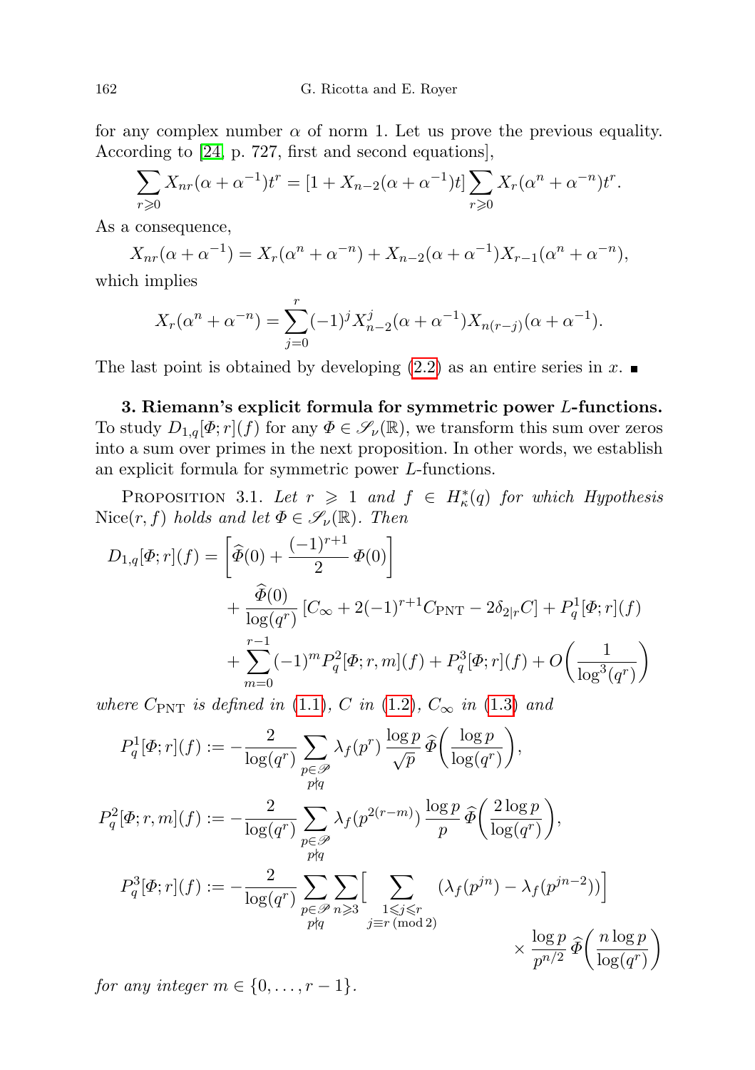for any complex number $\alpha$ of norm 1. Let us prove the previous equality. According to [24, p. 727, first and second equations],

$$\sum_{r\geqslant 0} X_{nr}(\alpha+\alpha^{-1})t^r = [1+X_{n-2}(\alpha+\alpha^{-1})t]\sum_{r\geqslant 0} X_r(\alpha^n+\alpha^{-n})t^r.$$

As a consequence,

$$X_{nr}(\alpha+\alpha^{-1}) = X_r(\alpha^n+\alpha^{-n}) + X_{n-2}(\alpha+\alpha^{-1})X_{r-1}(\alpha^n+\alpha^{-n}),$$

which implies

$$X_r(\alpha^n+\alpha^{-n}) = \sum_{j=0}^{r}(-1)^j X_{n-2}^j(\alpha+\alpha^{-1})X_{n(r-j)}(\alpha+\alpha^{-1}).$$

The last point is obtained by developing (2.2) as an entire series in $x$. ∎

**3. Riemann's explicit formula for symmetric power $L$-functions.** To study $D_{1,q}[\varPhi;r](f)$ for any $\varPhi\in\mathscr{S}_\nu(\mathbb{R})$, we transform this sum over zeros into a sum over primes in the next proposition. In other words, we establish an explicit formula for symmetric power $L$-functions.

PROPOSITION 3.1. *Let $r\geqslant 1$ and $f\in H_\kappa^*(q)$ for which Hypothesis* Nice$(r,f)$ *holds and let $\varPhi\in\mathscr{S}_\nu(\mathbb{R})$. Then*

$$\begin{aligned}
D_{1,q}[\varPhi;r](f) &= \left[\widehat{\varPhi}(0)+\frac{(-1)^{r+1}}{2}\varPhi(0)\right]\\
&\quad+\frac{\widehat{\varPhi}(0)}{\log(q^r)}\left[C_\infty+2(-1)^{r+1}C_{\mathrm{PNT}}-2\delta_{2\mid r}C\right]+P_q^1[\varPhi;r](f)\\
&\quad+\sum_{m=0}^{r-1}(-1)^m P_q^2[\varPhi;r,m](f)+P_q^3[\varPhi;r](f)+O\left(\frac{1}{\log^3(q^r)}\right)
\end{aligned}$$

*where $C_{\mathrm{PNT}}$ is defined in (1.1), $C$ in (1.2), $C_\infty$ in (1.3) and*

$$P_q^1[\varPhi;r](f) := -\frac{2}{\log(q^r)}\sum_{\substack{p\in\mathscr{P}\\ p\nmid q}}\lambda_f(p^r)\,\frac{\log p}{\sqrt{p}}\,\widehat{\varPhi}\left(\frac{\log p}{\log(q^r)}\right),$$

$$P_q^2[\varPhi;r,m](f) := -\frac{2}{\log(q^r)}\sum_{\substack{p\in\mathscr{P}\\ p\nmid q}}\lambda_f(p^{2(r-m)})\,\frac{\log p}{p}\,\widehat{\varPhi}\left(\frac{2\log p}{\log(q^r)}\right),$$

$$\begin{aligned}
P_q^3[\varPhi;r](f) := -\frac{2}{\log(q^r)}\sum_{\substack{p\in\mathscr{P}\\ p\nmid q}}\sum_{n\geqslant 3}\Big[\sum_{\substack{1\leqslant j\leqslant r\\ j\equiv r\ (\mathrm{mod}\ 2)}}(\lambda_f(p^{jn})-\lambda_f(p^{jn-2}))\Big]&\\
\times\frac{\log p}{p^{n/2}}\,\widehat{\varPhi}\left(\frac{n\log p}{\log(q^r)}\right)&
\end{aligned}$$

*for any integer $m\in\{0,\dots,r-1\}$.*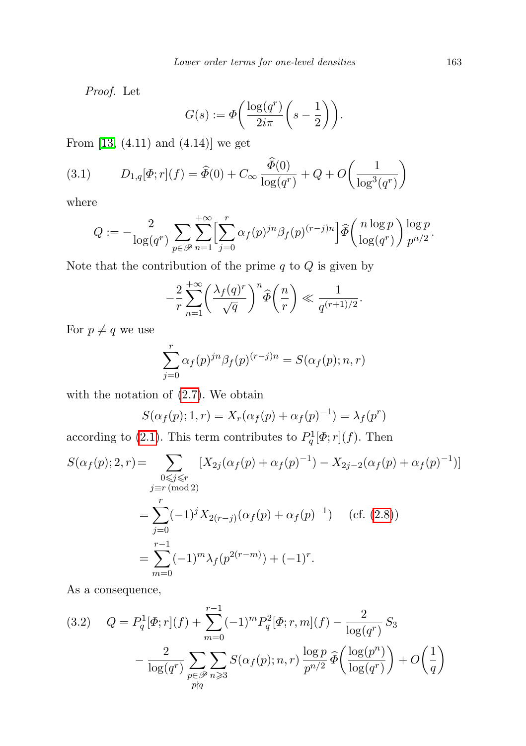*Proof.* Let

$$G(s) := \Phi\left(\frac{\log(q^r)}{2i\pi}\left(s-\frac{1}{2}\right)\right).$$

From [13, (4.11) and (4.14)] we get

$$D_{1,q}[\Phi;r](f) = \widehat{\Phi}(0) + C_\infty \frac{\widehat{\Phi}(0)}{\log(q^r)} + Q + O\left(\frac{1}{\log^3(q^r)}\right) \tag{3.1}$$

where

$$Q := -\frac{2}{\log(q^r)} \sum_{p\in\mathscr{P}} \sum_{n=1}^{+\infty} \Big[\sum_{j=0}^{r} \alpha_f(p)^{jn}\beta_f(p)^{(r-j)n}\Big] \widehat{\Phi}\left(\frac{n\log p}{\log(q^r)}\right)\frac{\log p}{p^{n/2}}.$$

Note that the contribution of the prime $q$ to $Q$ is given by

$$-\frac{2}{r}\sum_{n=1}^{+\infty}\left(\frac{\lambda_f(q)^r}{\sqrt{q}}\right)^n \widehat{\Phi}\left(\frac{n}{r}\right) \ll \frac{1}{q^{(r+1)/2}}.$$

For $p \neq q$ we use

$$\sum_{j=0}^{r} \alpha_f(p)^{jn}\beta_f(p)^{(r-j)n} = S(\alpha_f(p);n,r)$$

with the notation of (2.7). We obtain

$$S(\alpha_f(p);1,r) = X_r(\alpha_f(p)+\alpha_f(p)^{-1}) = \lambda_f(p^r)$$

according to (2.1). This term contributes to $P_q^1[\Phi;r](f)$. Then

$$\begin{aligned}
S(\alpha_f(p);2,r) &= \sum_{\substack{0\leqslant j\leqslant r\\ j\equiv r \,(\mathrm{mod}\, 2)}} [X_{2j}(\alpha_f(p)+\alpha_f(p)^{-1}) - X_{2j-2}(\alpha_f(p)+\alpha_f(p)^{-1})]\\
&= \sum_{j=0}^{r}(-1)^j X_{2(r-j)}(\alpha_f(p)+\alpha_f(p)^{-1}) \quad \text{(cf. (2.8))}\\
&= \sum_{m=0}^{r-1}(-1)^m\lambda_f(p^{2(r-m)}) + (-1)^r.
\end{aligned}$$

As a consequence,

$$\begin{aligned}
Q = P_q^1[\Phi;r](f) + \sum_{m=0}^{r-1}(-1)^m P_q^2[\Phi;r,m](f) - \frac{2}{\log(q^r)}S_3 \\
- \frac{2}{\log(q^r)}\sum_{\substack{p\in\mathscr{P}\\ p\nmid q}}\sum_{n\geqslant 3} S(\alpha_f(p);n,r)\frac{\log p}{p^{n/2}}\,\widehat{\Phi}\left(\frac{\log(p^n)}{\log(q^r)}\right) + O\left(\frac{1}{q}\right)
\end{aligned} \tag{3.2}$$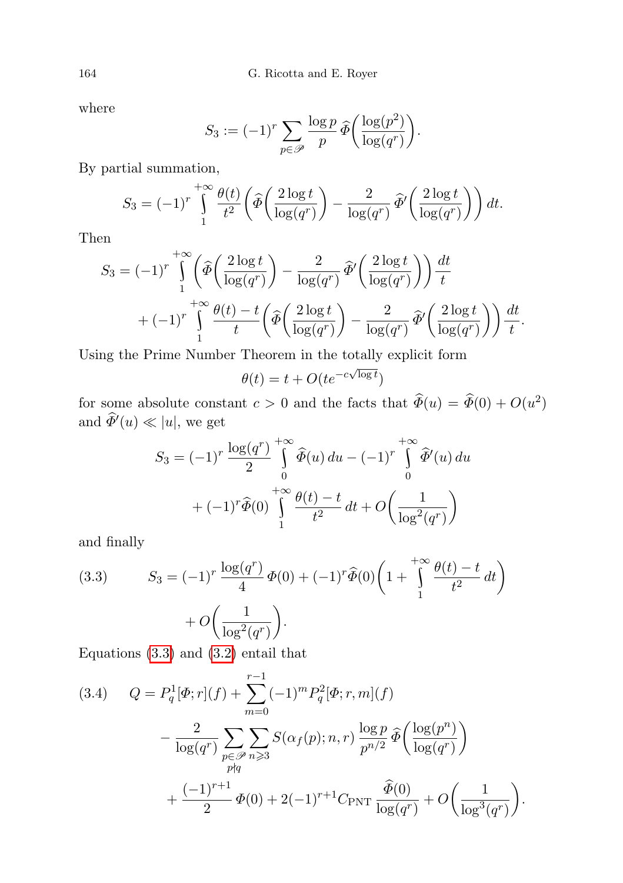where

$$S_3 := (-1)^r \sum_{p\in\mathscr{P}} \frac{\log p}{p}\, \widehat{\Phi}\bigg(\frac{\log(p^2)}{\log(q^r)}\bigg).$$

By partial summation,

$$S_3 = (-1)^r \int_1^{+\infty} \frac{\theta(t)}{t^2}\bigg(\widehat{\Phi}\bigg(\frac{2\log t}{\log(q^r)}\bigg) - \frac{2}{\log(q^r)}\,\widehat{\Phi}'\bigg(\frac{2\log t}{\log(q^r)}\bigg)\bigg)\,dt.$$

Then

$$\begin{aligned} S_3 = (-1)^r &\int_1^{+\infty} \bigg(\widehat{\Phi}\bigg(\frac{2\log t}{\log(q^r)}\bigg) - \frac{2}{\log(q^r)}\,\widehat{\Phi}'\bigg(\frac{2\log t}{\log(q^r)}\bigg)\bigg)\,\frac{dt}{t} \\ &+ (-1)^r \int_1^{+\infty} \frac{\theta(t)-t}{t}\bigg(\widehat{\Phi}\bigg(\frac{2\log t}{\log(q^r)}\bigg) - \frac{2}{\log(q^r)}\,\widehat{\Phi}'\bigg(\frac{2\log t}{\log(q^r)}\bigg)\bigg)\,\frac{dt}{t}. \end{aligned}$$

Using the Prime Number Theorem in the totally explicit form

$$\theta(t) = t + O(te^{-c\sqrt{\log t}})$$

for some absolute constant $c>0$ and the facts that $\widehat{\Phi}(u) = \widehat{\Phi}(0) + O(u^2)$ and $\widehat{\Phi}'(u) \ll |u|$, we get

$$\begin{aligned} S_3 = (-1)^r \frac{\log(q^r)}{2} &\int_0^{+\infty} \widehat{\Phi}(u)\,du - (-1)^r \int_0^{+\infty} \widehat{\Phi}'(u)\,du \\ &+ (-1)^r \widehat{\Phi}(0) \int_1^{+\infty} \frac{\theta(t)-t}{t^2}\,dt + O\bigg(\frac{1}{\log^2(q^r)}\bigg) \end{aligned}$$

and finally

$$\begin{aligned} S_3 = (-1)^r \frac{\log(q^r)}{4}\,\Phi(0) &+ (-1)^r \widehat{\Phi}(0)\bigg(1 + \int_1^{+\infty} \frac{\theta(t)-t}{t^2}\,dt\bigg) \\ &+ O\bigg(\frac{1}{\log^2(q^r)}\bigg). \end{aligned} \tag{3.3}$$

Equations (3.3) and (3.2) entail that

$$\begin{aligned} Q = P_q^1[\Phi;r](f) &+ \sum_{m=0}^{r-1} (-1)^m P_q^2[\Phi;r,m](f) \\ &- \frac{2}{\log(q^r)} \sum_{\substack{p\in\mathscr{P}\\ p\nmid q}} \sum_{n\geqslant 3} S(\alpha_f(p);n,r)\,\frac{\log p}{p^{n/2}}\,\widehat{\Phi}\bigg(\frac{\log(p^n)}{\log(q^r)}\bigg) \\ &+ \frac{(-1)^{r+1}}{2}\,\Phi(0) + 2(-1)^{r+1} C_{\mathrm{PNT}}\,\frac{\widehat{\Phi}(0)}{\log(q^r)} + O\bigg(\frac{1}{\log^3(q^r)}\bigg). \end{aligned} \tag{3.4}$$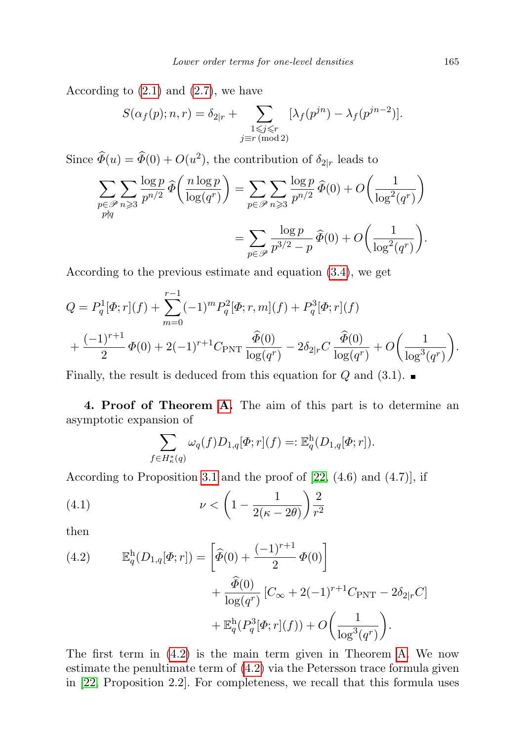According to (2.1) and (2.7), we have

$$S(\alpha_f(p); n, r) = \delta_{2|r} + \sum_{\substack{1 \leqslant j \leqslant r \\ j \equiv r \,(\mathrm{mod}\, 2)}} [\lambda_f(p^{jn}) - \lambda_f(p^{jn-2})].$$

Since $\widehat{\Phi}(u) = \widehat{\Phi}(0) + O(u^2)$, the contribution of $\delta_{2|r}$ leads to

$$\sum_{\substack{p \in \mathscr{P} \\ p \nmid q}} \sum_{n \geqslant 3} \frac{\log p}{p^{n/2}} \widehat{\Phi}\left(\frac{n \log p}{\log(q^r)}\right) = \sum_{p \in \mathscr{P}} \sum_{n \geqslant 3} \frac{\log p}{p^{n/2}} \widehat{\Phi}(0) + O\left(\frac{1}{\log^2(q^r)}\right)$$

$$= \sum_{p \in \mathscr{P}} \frac{\log p}{p^{3/2} - p} \widehat{\Phi}(0) + O\left(\frac{1}{\log^2(q^r)}\right).$$

According to the previous estimate and equation (3.4), we get

$$Q = P_q^1[\Phi; r](f) + \sum_{m=0}^{r-1} (-1)^m P_q^2[\Phi; r, m](f) + P_q^3[\Phi; r](f)$$
$$+ \frac{(-1)^{r+1}}{2} \Phi(0) + 2(-1)^{r+1} C_{\mathrm{PNT}} \frac{\widehat{\Phi}(0)}{\log(q^r)} - 2\delta_{2|r} C \frac{\widehat{\Phi}(0)}{\log(q^r)} + O\left(\frac{1}{\log^3(q^r)}\right).$$

Finally, the result is deduced from this equation for $Q$ and (3.1). ■

**4. Proof of Theorem A.** The aim of this part is to determine an asymptotic expansion of

$$\sum_{f \in H_\kappa^*(q)} \omega_q(f) D_{1,q}[\Phi; r](f) =: \mathbb{E}_q^{\mathrm{h}}(D_{1,q}[\Phi; r]).$$

According to Proposition 3.1 and the proof of [22, (4.6) and (4.7)], if

$$\nu < \left(1 - \frac{1}{2(\kappa - 2\theta)}\right) \frac{2}{r^2} \tag{4.1}$$

then

$$\mathbb{E}_q^{\mathrm{h}}(D_{1,q}[\Phi; r]) = \left[\widehat{\Phi}(0) + \frac{(-1)^{r+1}}{2} \Phi(0)\right] + \frac{\widehat{\Phi}(0)}{\log(q^r)} [C_\infty + 2(-1)^{r+1} C_{\mathrm{PNT}} - 2\delta_{2|r} C] + \mathbb{E}_q^{\mathrm{h}}(P_q^3[\Phi; r](f)) + O\left(\frac{1}{\log^3(q^r)}\right). \tag{4.2}$$

The first term in (4.2) is the main term given in Theorem A. We now estimate the penultimate term of (4.2) via the Petersson trace formula given in [22, Proposition 2.2]. For completeness, we recall that this formula uses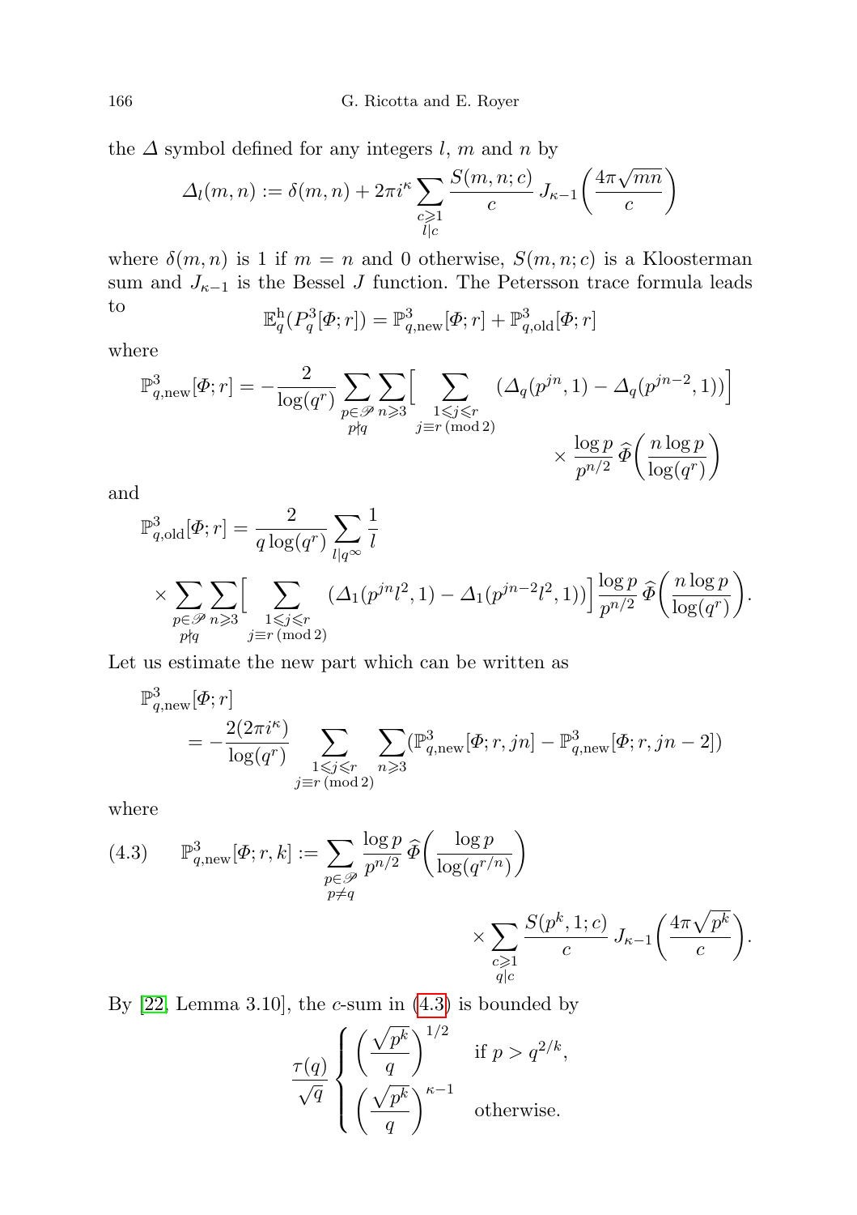the $\Delta$ symbol defined for any integers $l$, $m$ and $n$ by

$$\Delta_l(m,n) := \delta(m,n) + 2\pi i^\kappa \sum_{\substack{c\geqslant 1\\ l\mid c}} \frac{S(m,n;c)}{c}\, J_{\kappa-1}\left(\frac{4\pi\sqrt{mn}}{c}\right)$$

where $\delta(m,n)$ is 1 if $m=n$ and 0 otherwise, $S(m,n;c)$ is a Kloosterman sum and $J_{\kappa-1}$ is the Bessel $J$ function. The Petersson trace formula leads to

$$\mathbb{E}_q^{\mathrm{h}}(P_q^3[\Phi;r]) = \mathbb{P}^3_{q,\mathrm{new}}[\Phi;r] + \mathbb{P}^3_{q,\mathrm{old}}[\Phi;r]$$

where

$$\mathbb{P}^3_{q,\mathrm{new}}[\Phi;r] = -\frac{2}{\log(q^r)} \sum_{\substack{p\in\mathscr{P}\\ p\nmid q}} \sum_{n\geqslant 3} \Big[ \sum_{\substack{1\leqslant j\leqslant r\\ j\equiv r\ (\mathrm{mod}\ 2)}} (\Delta_q(p^{jn},1) - \Delta_q(p^{jn-2},1)) \Big] \times \frac{\log p}{p^{n/2}}\,\widehat{\Phi}\left(\frac{n\log p}{\log(q^r)}\right)$$

and

$$\mathbb{P}^3_{q,\mathrm{old}}[\Phi;r] = \frac{2}{q\log(q^r)} \sum_{l\mid q^\infty} \frac{1}{l} \times \sum_{\substack{p\in\mathscr{P}\\ p\nmid q}} \sum_{n\geqslant 3} \Big[ \sum_{\substack{1\leqslant j\leqslant r\\ j\equiv r\ (\mathrm{mod}\ 2)}} (\Delta_1(p^{jn}l^2,1) - \Delta_1(p^{jn-2}l^2,1)) \Big] \frac{\log p}{p^{n/2}}\,\widehat{\Phi}\left(\frac{n\log p}{\log(q^r)}\right).$$

Let us estimate the new part which can be written as

$$\mathbb{P}^3_{q,\mathrm{new}}[\Phi;r] = -\frac{2(2\pi i^\kappa)}{\log(q^r)} \sum_{\substack{1\leqslant j\leqslant r\\ j\equiv r\ (\mathrm{mod}\ 2)}} \sum_{n\geqslant 3} (\mathbb{P}^3_{q,\mathrm{new}}[\Phi;r,jn] - \mathbb{P}^3_{q,\mathrm{new}}[\Phi;r,jn-2])$$

where

$$\mathbb{P}^3_{q,\mathrm{new}}[\Phi;r,k] := \sum_{\substack{p\in\mathscr{P}\\ p\neq q}} \frac{\log p}{p^{n/2}}\,\widehat{\Phi}\left(\frac{\log p}{\log(q^{r/n})}\right) \times \sum_{\substack{c\geqslant 1\\ q\mid c}} \frac{S(p^k,1;c)}{c}\, J_{\kappa-1}\left(\frac{4\pi\sqrt{p^k}}{c}\right). \tag{4.3}$$

By [22, Lemma 3.10], the $c$-sum in (4.3) is bounded by

$$\frac{\tau(q)}{\sqrt{q}} \begin{cases} \left(\dfrac{\sqrt{p^k}}{q}\right)^{1/2} & \text{if } p > q^{2/k}, \\ \left(\dfrac{\sqrt{p^k}}{q}\right)^{\kappa-1} & \text{otherwise.} \end{cases}$$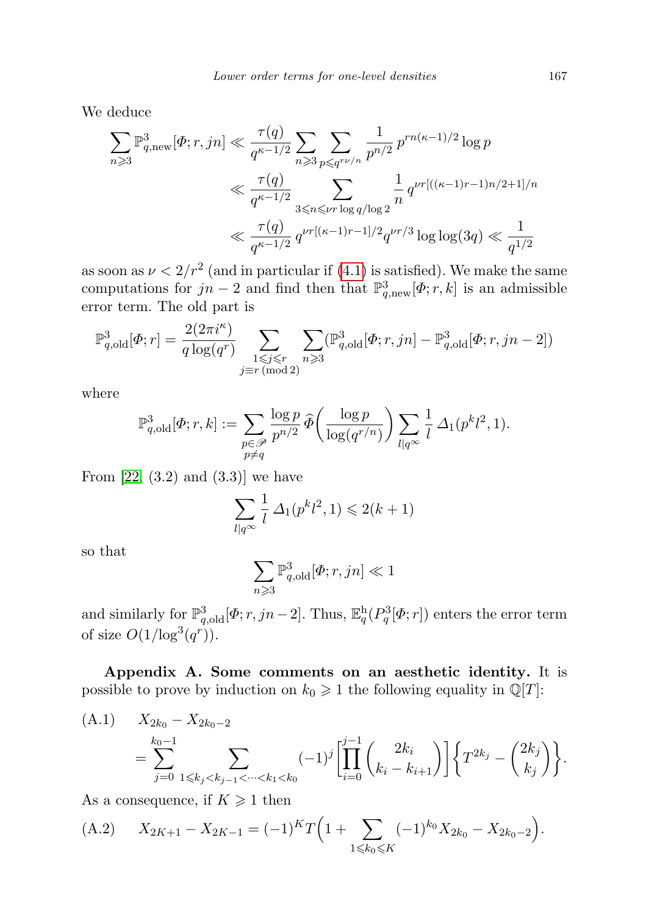We deduce

$$\sum_{n\geqslant 3}\mathbb{P}^3_{q,\mathrm{new}}[\Phi;r,jn] \ll \frac{\tau(q)}{q^{\kappa-1/2}}\sum_{n\geqslant 3}\sum_{p\leqslant q^{r\nu/n}}\frac{1}{p^{n/2}}\,p^{rn(\kappa-1)/2}\log p$$
$$\ll \frac{\tau(q)}{q^{\kappa-1/2}}\sum_{3\leqslant n\leqslant \nu r\log q/\log 2}\frac{1}{n}\,q^{\nu r[((\kappa-1)r-1)n/2+1]/n}$$
$$\ll \frac{\tau(q)}{q^{\kappa-1/2}}\,q^{\nu r[(\kappa-1)r-1]/2}q^{\nu r/3}\log\log(3q) \ll \frac{1}{q^{1/2}}$$

as soon as $\nu < 2/r^2$ (and in particular if (4.1) is satisfied). We make the same computations for $jn-2$ and find then that $\mathbb{P}^3_{q,\mathrm{new}}[\Phi;r,k]$ is an admissible error term. The old part is

$$\mathbb{P}^3_{q,\mathrm{old}}[\Phi;r] = \frac{2(2\pi i^\kappa)}{q\log(q^r)}\sum_{\substack{1\leqslant j\leqslant r\\ j\equiv r\,(\mathrm{mod}\,2)}}\sum_{n\geqslant 3}(\mathbb{P}^3_{q,\mathrm{old}}[\Phi;r,jn]-\mathbb{P}^3_{q,\mathrm{old}}[\Phi;r,jn-2])$$

where

$$\mathbb{P}^3_{q,\mathrm{old}}[\Phi;r,k] := \sum_{\substack{p\in\mathscr{P}\\ p\neq q}}\frac{\log p}{p^{n/2}}\,\widehat{\Phi}\bigg(\frac{\log p}{\log(q^{r/n})}\bigg)\sum_{l\mid q^\infty}\frac{1}{l}\,\Delta_1(p^k l^2,1).$$

From [22, (3.2) and (3.3)] we have

$$\sum_{l\mid q^\infty}\frac{1}{l}\,\Delta_1(p^k l^2,1) \leqslant 2(k+1)$$

so that

$$\sum_{n\geqslant 3}\mathbb{P}^3_{q,\mathrm{old}}[\Phi;r,jn] \ll 1$$

and similarly for $\mathbb{P}^3_{q,\mathrm{old}}[\Phi;r,jn-2]$. Thus, $\mathbb{E}^{\mathrm{h}}_q(P^3_q[\Phi;r])$ enters the error term of size $O(1/\log^3(q^r))$.

**Appendix A. Some comments on an aesthetic identity.** It is possible to prove by induction on $k_0\geqslant 1$ the following equality in $\mathbb{Q}[T]$:

$$\text{(A.1)}\qquad X_{2k_0}-X_{2k_0-2} = \sum_{j=0}^{k_0-1}\sum_{1\leqslant k_j<k_{j-1}<\cdots<k_1<k_0}(-1)^j\bigg[\prod_{i=0}^{j-1}\binom{2k_i}{k_i-k_{i+1}}\bigg]\bigg\{T^{2k_j}-\binom{2k_j}{k_j}\bigg\}.$$

As a consequence, if $K\geqslant 1$ then

$$\text{(A.2)}\qquad X_{2K+1}-X_{2K-1} = (-1)^K T\Big(1+\sum_{1\leqslant k_0\leqslant K}(-1)^{k_0}X_{2k_0}-X_{2k_0-2}\Big).$$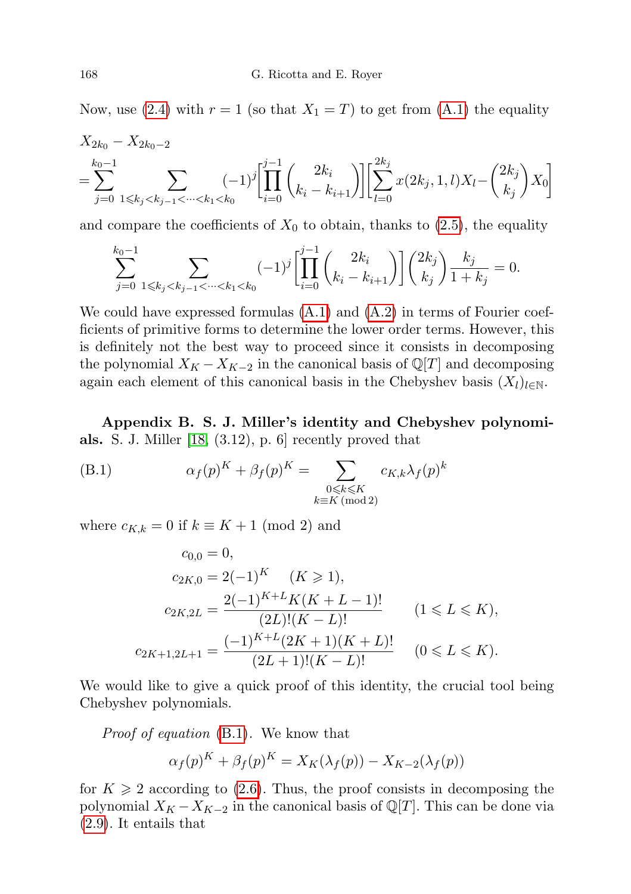Now, use (2.4) with $r = 1$ (so that $X_1 = T$) to get from (A.1) the equality

$$X_{2k_0} - X_{2k_0-2}$$
$$= \sum_{j=0}^{k_0-1} \sum_{1 \leqslant k_j < k_{j-1} < \cdots < k_1 < k_0} (-1)^j \left[ \prod_{i=0}^{j-1} \binom{2k_i}{k_i - k_{i+1}} \right] \left[ \sum_{l=0}^{2k_j} x(2k_j, 1, l) X_l - \binom{2k_j}{k_j} X_0 \right]$$

and compare the coefficients of $X_0$ to obtain, thanks to (2.5), the equality

$$\sum_{j=0}^{k_0-1} \sum_{1 \leqslant k_j < k_{j-1} < \cdots < k_1 < k_0} (-1)^j \left[ \prod_{i=0}^{j-1} \binom{2k_i}{k_i - k_{i+1}} \right] \binom{2k_j}{k_j} \frac{k_j}{1 + k_j} = 0.$$

We could have expressed formulas (A.1) and (A.2) in terms of Fourier coefficients of primitive forms to determine the lower order terms. However, this is definitely not the best way to proceed since it consists in decomposing the polynomial $X_K - X_{K-2}$ in the canonical basis of $\mathbb{Q}[T]$ and decomposing again each element of this canonical basis in the Chebyshev basis $(X_l)_{l \in \mathbb{N}}$.

**Appendix B. S. J. Miller's identity and Chebyshev polynomials.** S. J. Miller [18, (3.12), p. 6] recently proved that

$$\alpha_f(p)^K + \beta_f(p)^K = \sum_{\substack{0 \leqslant k \leqslant K \\ k \equiv K \,(\mathrm{mod}\, 2)}} c_{K,k} \lambda_f(p)^k \tag{B.1}$$

where $c_{K,k} = 0$ if $k \equiv K + 1 \pmod 2$ and

$$c_{0,0} = 0,$$
$$c_{2K,0} = 2(-1)^K \quad (K \geqslant 1),$$
$$c_{2K,2L} = \frac{2(-1)^{K+L} K (K + L - 1)!}{(2L)!(K - L)!} \qquad (1 \leqslant L \leqslant K),$$
$$c_{2K+1,2L+1} = \frac{(-1)^{K+L}(2K + 1)(K + L)!}{(2L + 1)!(K - L)!} \quad (0 \leqslant L \leqslant K).$$

We would like to give a quick proof of this identity, the crucial tool being Chebyshev polynomials.

*Proof of equation* (B.1). We know that

$$\alpha_f(p)^K + \beta_f(p)^K = X_K(\lambda_f(p)) - X_{K-2}(\lambda_f(p))$$

for $K \geqslant 2$ according to (2.6). Thus, the proof consists in decomposing the polynomial $X_K - X_{K-2}$ in the canonical basis of $\mathbb{Q}[T]$. This can be done via (2.9). It entails that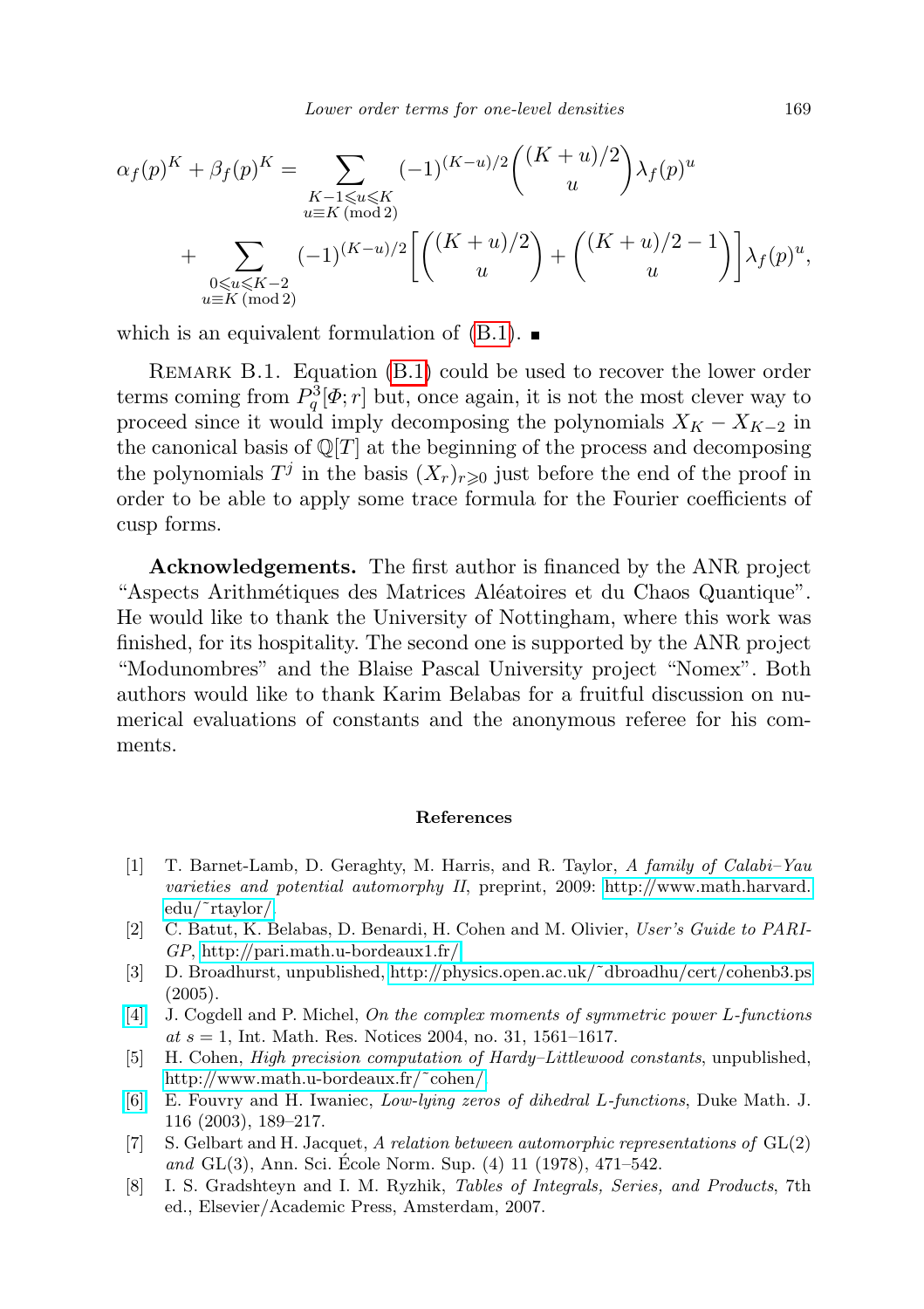$$\alpha_f(p)^K + \beta_f(p)^K = \sum_{\substack{K-1 \leqslant u \leqslant K \\ u \equiv K \pmod 2}} (-1)^{(K-u)/2} \binom{(K+u)/2}{u} \lambda_f(p)^u$$
$$+ \sum_{\substack{0 \leqslant u \leqslant K-2 \\ u \equiv K \pmod 2}} (-1)^{(K-u)/2} \left[ \binom{(K+u)/2}{u} + \binom{(K+u)/2-1}{u} \right] \lambda_f(p)^u,$$

which is an equivalent formulation of (B.1). ∎

Remark B.1. Equation (B.1) could be used to recover the lower order terms coming from $P_q^3[\Phi; r]$ but, once again, it is not the most clever way to proceed since it would imply decomposing the polynomials $X_K - X_{K-2}$ in the canonical basis of $\mathbb{Q}[T]$ at the beginning of the process and decomposing the polynomials $T^j$ in the basis $(X_r)_{r \geqslant 0}$ just before the end of the proof in order to be able to apply some trace formula for the Fourier coefficients of cusp forms.

**Acknowledgements.** The first author is financed by the ANR project "Aspects Arithmétiques des Matrices Aléatoires et du Chaos Quantique". He would like to thank the University of Nottingham, where this work was finished, for its hospitality. The second one is supported by the ANR project "Modunombres" and the Blaise Pascal University project "Nomex". Both authors would like to thank Karim Belabas for a fruitful discussion on numerical evaluations of constants and the anonymous referee for his comments.

## References

[1] T. Barnet-Lamb, D. Geraghty, M. Harris, and R. Taylor, *A family of Calabi–Yau varieties and potential automorphy II*, preprint, 2009: http://www.math.harvard.edu/˜rtaylor/.

[2] C. Batut, K. Belabas, D. Benardi, H. Cohen and M. Olivier, *User's Guide to PARI-GP*, http://pari.math.u-bordeaux1.fr/.

[3] D. Broadhurst, unpublished, http://physics.open.ac.uk/˜dbroadhu/cert/cohenb3.ps (2005).

[4] J. Cogdell and P. Michel, *On the complex moments of symmetric power L-functions at $s = 1$*, Int. Math. Res. Notices 2004, no. 31, 1561–1617.

[5] H. Cohen, *High precision computation of Hardy–Littlewood constants*, unpublished, http://www.math.u-bordeaux.fr/˜cohen/.

[6] E. Fouvry and H. Iwaniec, *Low-lying zeros of dihedral L-functions*, Duke Math. J. 116 (2003), 189–217.

[7] S. Gelbart and H. Jacquet, *A relation between automorphic representations of* GL(2) *and* GL(3), Ann. Sci. École Norm. Sup. (4) 11 (1978), 471–542.

[8] I. S. Gradshteyn and I. M. Ryzhik, *Tables of Integrals, Series, and Products*, 7th ed., Elsevier/Academic Press, Amsterdam, 2007.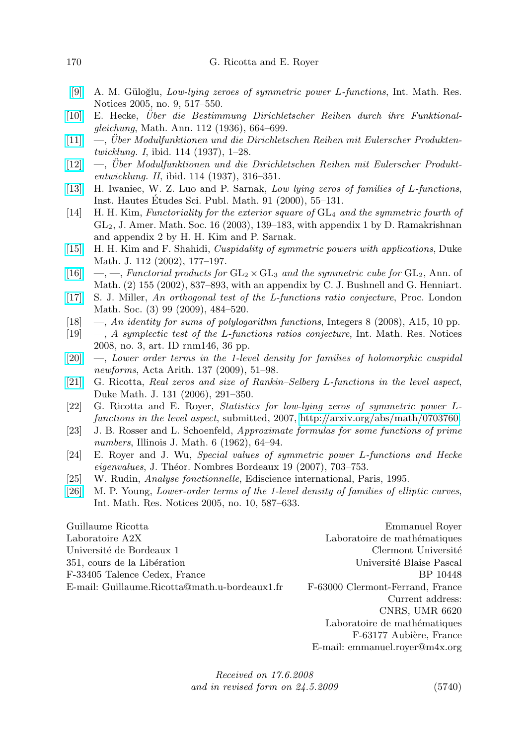[9] A. M. Güloğlu, *Low-lying zeroes of symmetric power L-functions*, Int. Math. Res. Notices 2005, no. 9, 517–550.

[10] E. Hecke, *Über die Bestimmung Dirichletscher Reihen durch ihre Funktionalgleichung*, Math. Ann. 112 (1936), 664–699.

[11] —, *Über Modulfunktionen und die Dirichletschen Reihen mit Eulerscher Produktentwicklung. I*, ibid. 114 (1937), 1–28.

[12] —, *Über Modulfunktionen und die Dirichletschen Reihen mit Eulerscher Produktentwicklung. II*, ibid. 114 (1937), 316–351.

[13] H. Iwaniec, W. Z. Luo and P. Sarnak, *Low lying zeros of families of L-functions*, Inst. Hautes Études Sci. Publ. Math. 91 (2000), 55–131.

[14] H. H. Kim, *Functoriality for the exterior square of* $\mathrm{GL}_4$ *and the symmetric fourth of* $\mathrm{GL}_2$, J. Amer. Math. Soc. 16 (2003), 139–183, with appendix 1 by D. Ramakrishnan and appendix 2 by H. H. Kim and P. Sarnak.

[15] H. H. Kim and F. Shahidi, *Cuspidality of symmetric powers with applications*, Duke Math. J. 112 (2002), 177–197.

[16] —, —, *Functorial products for* $\mathrm{GL}_2 \times \mathrm{GL}_3$ *and the symmetric cube for* $\mathrm{GL}_2$, Ann. of Math. (2) 155 (2002), 837–893, with an appendix by C. J. Bushnell and G. Henniart.

[17] S. J. Miller, *An orthogonal test of the L-functions ratio conjecture*, Proc. London Math. Soc. (3) 99 (2009), 484–520.

[18] —, *An identity for sums of polylogarithm functions*, Integers 8 (2008), A15, 10 pp.

[19] —, *A symplectic test of the L-functions ratios conjecture*, Int. Math. Res. Notices 2008, no. 3, art. ID rnm146, 36 pp.

[20] —, *Lower order terms in the 1-level density for families of holomorphic cuspidal newforms*, Acta Arith. 137 (2009), 51–98.

[21] G. Ricotta, *Real zeros and size of Rankin–Selberg L-functions in the level aspect*, Duke Math. J. 131 (2006), 291–350.

[22] G. Ricotta and E. Royer, *Statistics for low-lying zeros of symmetric power L-functions in the level aspect*, submitted, 2007, http://arxiv.org/abs/math/0703760.

[23] J. B. Rosser and L. Schoenfeld, *Approximate formulas for some functions of prime numbers*, Illinois J. Math. 6 (1962), 64–94.

[24] E. Royer and J. Wu, *Special values of symmetric power L-functions and Hecke eigenvalues*, J. Théor. Nombres Bordeaux 19 (2007), 703–753.

[25] W. Rudin, *Analyse fonctionnelle*, Ediscience international, Paris, 1995.

[26] M. P. Young, *Lower-order terms of the 1-level density of families of elliptic curves*, Int. Math. Res. Notices 2005, no. 10, 587–633.

Guillaume Ricotta
Laboratoire A2X
Université de Bordeaux 1
351, cours de la Libération
F-33405 Talence Cedex, France
E-mail: Guillaume.Ricotta@math.u-bordeaux1.fr

Emmanuel Royer
Laboratoire de mathématiques
Clermont Université
Université Blaise Pascal
BP 10448
F-63000 Clermont-Ferrand, France
Current address:
CNRS, UMR 6620
Laboratoire de mathématiques
F-63177 Aubière, France
E-mail: emmanuel.royer@m4x.org

*Received on 17.6.2008*
*and in revised form on 24.5.2009* (5740)